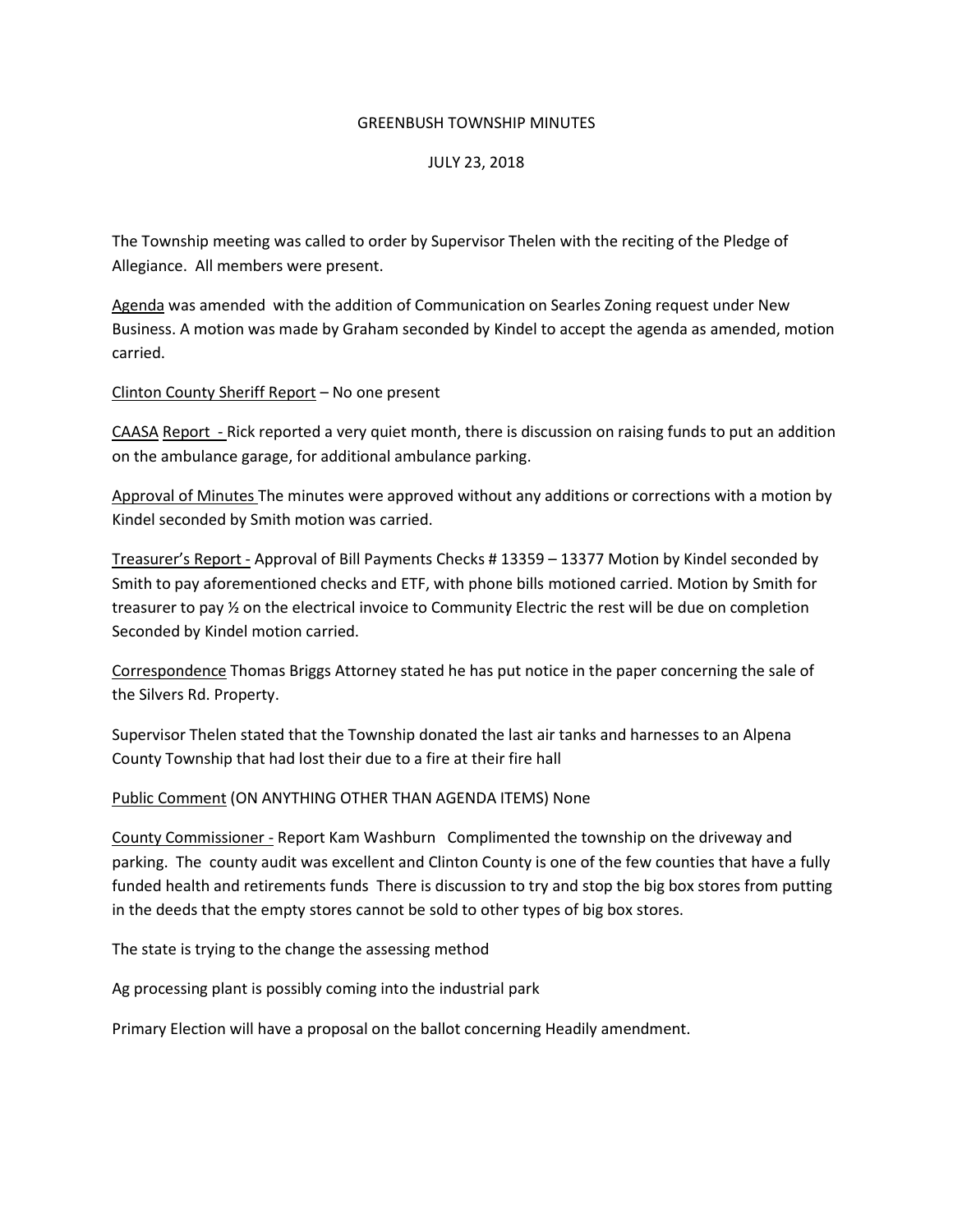# GREENBUSH TOWNSHIP MINUTES

## JULY 23, 2018

The Township meeting was called to order by Supervisor Thelen with the reciting of the Pledge of Allegiance. All members were present.

Agenda was amended with the addition of Communication on Searles Zoning request under New Business. A motion was made by Graham seconded by Kindel to accept the agenda as amended, motion carried.

Clinton County Sheriff Report – No one present

CAASA Report - Rick reported a very quiet month, there is discussion on raising funds to put an addition on the ambulance garage, for additional ambulance parking.

Approval of Minutes The minutes were approved without any additions or corrections with a motion by Kindel seconded by Smith motion was carried.

Treasurer's Report - Approval of Bill Payments Checks # 13359 – 13377 Motion by Kindel seconded by Smith to pay aforementioned checks and ETF, with phone bills motioned carried. Motion by Smith for treasurer to pay ½ on the electrical invoice to Community Electric the rest will be due on completion Seconded by Kindel motion carried.

Correspondence Thomas Briggs Attorney stated he has put notice in the paper concerning the sale of the Silvers Rd. Property.

Supervisor Thelen stated that the Township donated the last air tanks and harnesses to an Alpena County Township that had lost their due to a fire at their fire hall

Public Comment (ON ANYTHING OTHER THAN AGENDA ITEMS) None

County Commissioner - Report Kam Washburn Complimented the township on the driveway and parking. The county audit was excellent and Clinton County is one of the few counties that have a fully funded health and retirements funds There is discussion to try and stop the big box stores from putting in the deeds that the empty stores cannot be sold to other types of big box stores.

The state is trying to the change the assessing method

Ag processing plant is possibly coming into the industrial park

Primary Election will have a proposal on the ballot concerning Headily amendment.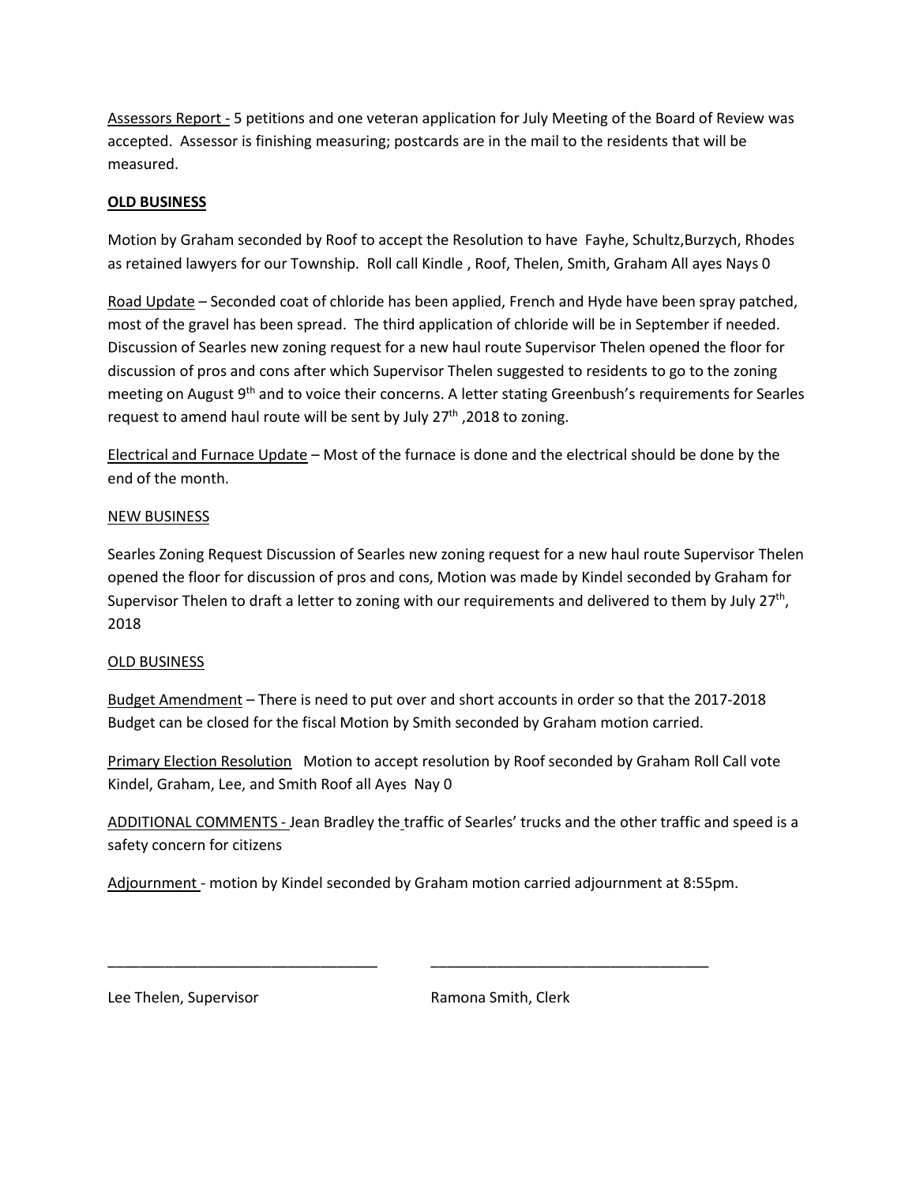Assessors Report - 5 petitions and one veteran application for July Meeting of the Board of Review was accepted. Assessor is finishing measuring; postcards are in the mail to the residents that will be measured.

**OLD BUSINESS**

Motion by Graham seconded by Roof to accept the Resolution to have Fayhe, Schultz,Burzych, Rhodes as retained lawyers for our Township. Roll call Kindle , Roof, Thelen, Smith, Graham All ayes Nays 0

Road Update – Seconded coat of chloride has been applied, French and Hyde have been spray patched, most of the gravel has been spread. The third application of chloride will be in September if needed. Discussion of Searles new zoning request for a new haul route Supervisor Thelen opened the floor for discussion of pros and cons after which Supervisor Thelen suggested to residents to go to the zoning meeting on August 9th and to voice their concerns. A letter stating Greenbush's requirements for Searles request to amend haul route will be sent by July 27th ,2018 to zoning.

Electrical and Furnace Update – Most of the furnace is done and the electrical should be done by the end of the month.

NEW BUSINESS

Searles Zoning Request Discussion of Searles new zoning request for a new haul route Supervisor Thelen opened the floor for discussion of pros and cons, Motion was made by Kindel seconded by Graham for Supervisor Thelen to draft a letter to zoning with our requirements and delivered to them by July 27th, 2018

OLD BUSINESS

Budget Amendment – There is need to put over and short accounts in order so that the 2017-2018 Budget can be closed for the fiscal Motion by Smith seconded by Graham motion carried.

Primary Election Resolution Motion to accept resolution by Roof seconded by Graham Roll Call vote Kindel, Graham, Lee, and Smith Roof all Ayes Nay 0

ADDITIONAL COMMENTS - Jean Bradley the traffic of Searles' trucks and the other traffic and speed is a safety concern for citizens

Adjournment - motion by Kindel seconded by Graham motion carried adjournment at 8:55pm.

\_\_\_\_\_\_\_\_\_\_\_\_\_\_\_\_\_\_\_\_\_\_\_\_\_\_\_\_\_\_\_\_\_\_ \_\_\_\_\_\_\_\_\_\_\_\_\_\_\_\_\_\_\_\_\_\_\_\_\_\_\_\_\_\_\_\_\_\_\_

Lee Thelen, Supervisor Ramona Smith, Clerk